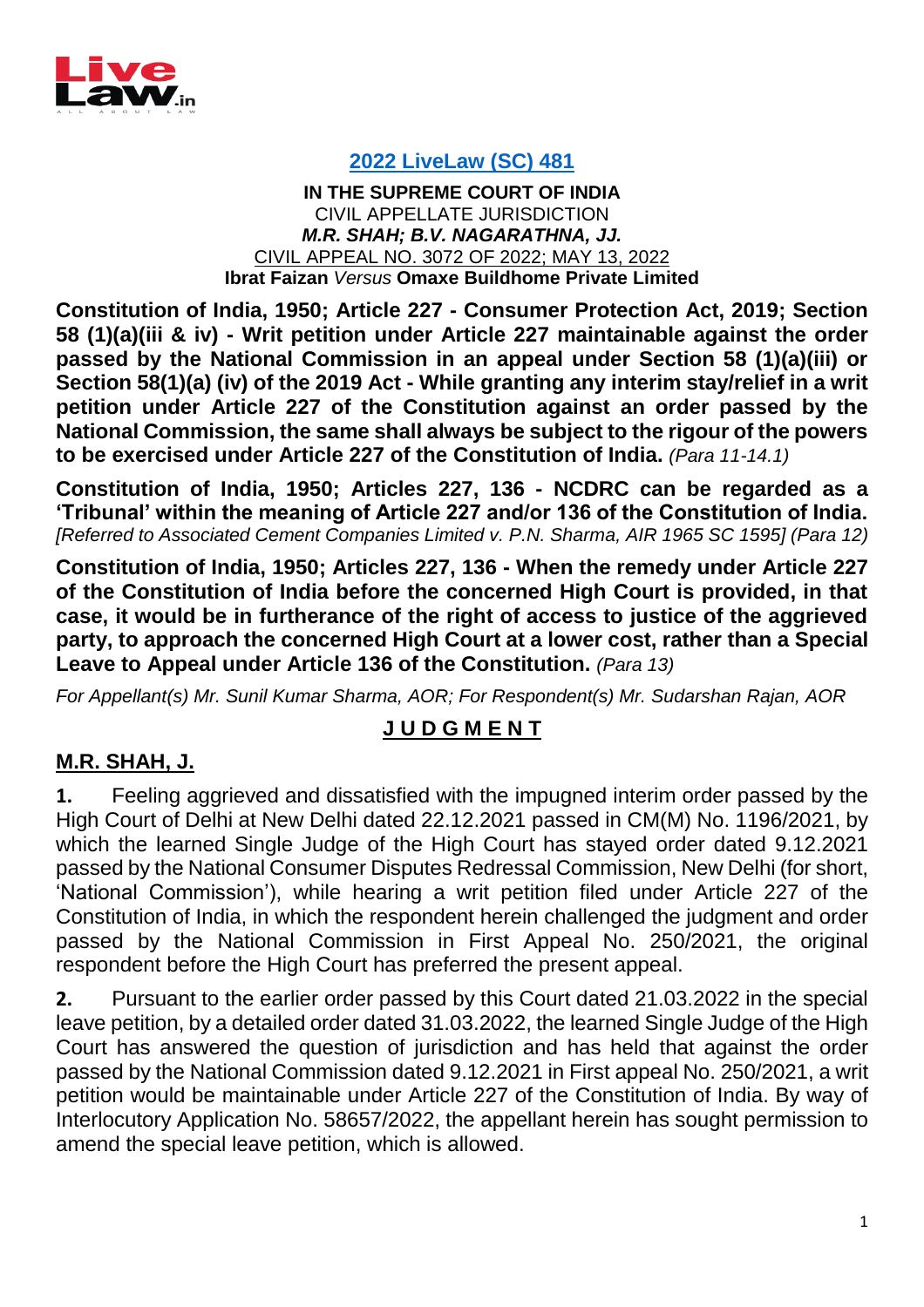**2022 LiveLaw (SC) 481**

**IN THE SUPREME COURT OF INDIA**
CIVIL APPELLATE JURISDICTION
***M.R. SHAH; B.V. NAGARATHNA, JJ.***
CIVIL APPEAL NO. 3072 OF 2022; MAY 13, 2022
**Ibrat Faizan** *Versus* **Omaxe Buildhome Private Limited**

**Constitution of India, 1950; Article 227 - Consumer Protection Act, 2019; Section 58 (1)(a)(iii & iv) - Writ petition under Article 227 maintainable against the order passed by the National Commission in an appeal under Section 58 (1)(a)(iii) or Section 58(1)(a) (iv) of the 2019 Act - While granting any interim stay/relief in a writ petition under Article 227 of the Constitution against an order passed by the National Commission, the same shall always be subject to the rigour of the powers to be exercised under Article 227 of the Constitution of India.** *(Para 11-14.1)*

**Constitution of India, 1950; Articles 227, 136 - NCDRC can be regarded as a 'Tribunal' within the meaning of Article 227 and/or 136 of the Constitution of India.** *[Referred to Associated Cement Companies Limited v. P.N. Sharma, AIR 1965 SC 1595] (Para 12)*

**Constitution of India, 1950; Articles 227, 136 - When the remedy under Article 227 of the Constitution of India before the concerned High Court is provided, in that case, it would be in furtherance of the right of access to justice of the aggrieved party, to approach the concerned High Court at a lower cost, rather than a Special Leave to Appeal under Article 136 of the Constitution.** *(Para 13)*

*For Appellant(s) Mr. Sunil Kumar Sharma, AOR; For Respondent(s) Mr. Sudarshan Rajan, AOR*

## JUDGMENT

**M.R. SHAH, J.**

**1.** Feeling aggrieved and dissatisfied with the impugned interim order passed by the High Court of Delhi at New Delhi dated 22.12.2021 passed in CM(M) No. 1196/2021, by which the learned Single Judge of the High Court has stayed order dated 9.12.2021 passed by the National Consumer Disputes Redressal Commission, New Delhi (for short, 'National Commission'), while hearing a writ petition filed under Article 227 of the Constitution of India, in which the respondent herein challenged the judgment and order passed by the National Commission in First Appeal No. 250/2021, the original respondent before the High Court has preferred the present appeal.

**2.** Pursuant to the earlier order passed by this Court dated 21.03.2022 in the special leave petition, by a detailed order dated 31.03.2022, the learned Single Judge of the High Court has answered the question of jurisdiction and has held that against the order passed by the National Commission dated 9.12.2021 in First appeal No. 250/2021, a writ petition would be maintainable under Article 227 of the Constitution of India. By way of Interlocutory Application No. 58657/2022, the appellant herein has sought permission to amend the special leave petition, which is allowed.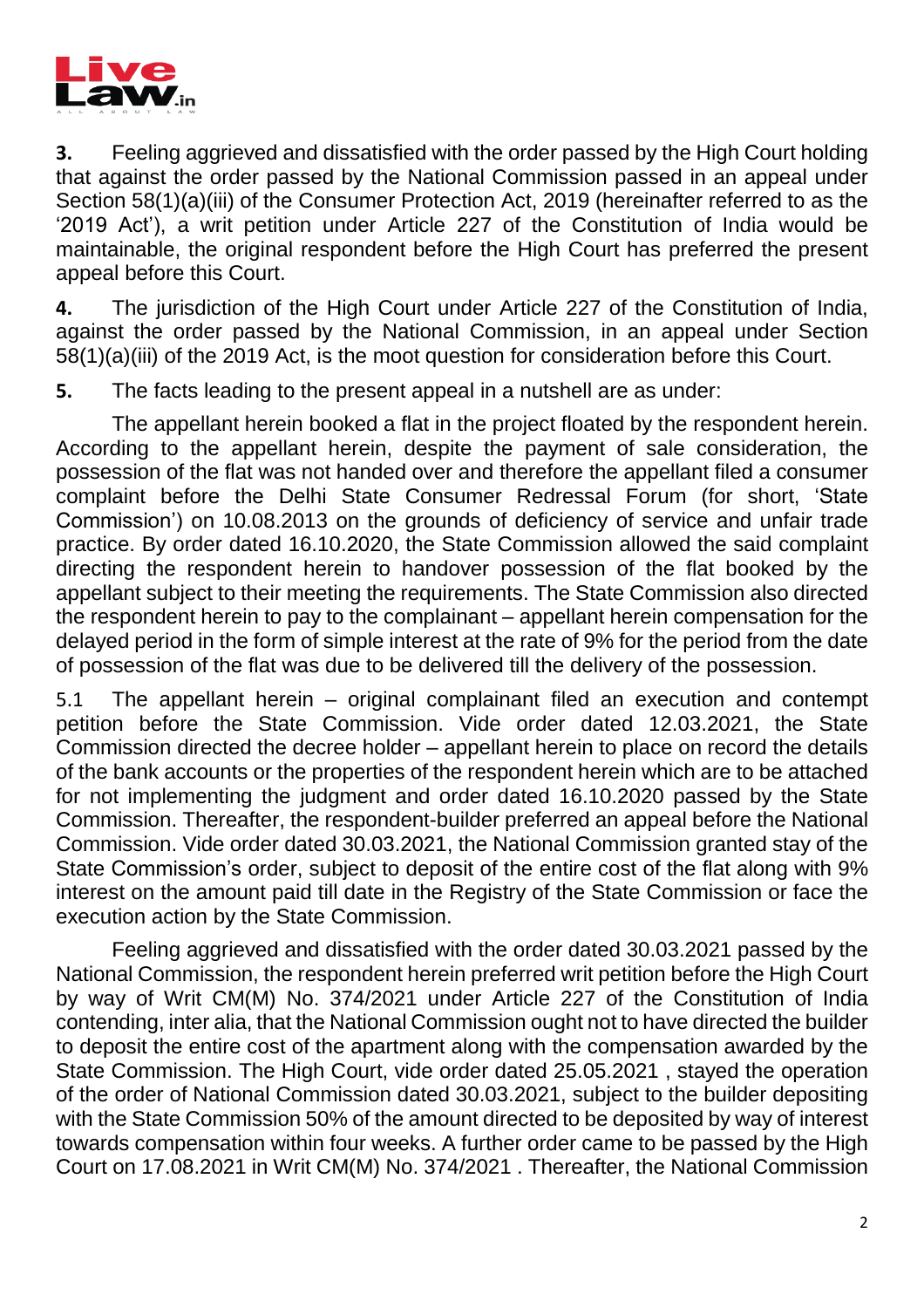**3.** Feeling aggrieved and dissatisfied with the order passed by the High Court holding that against the order passed by the National Commission passed in an appeal under Section 58(1)(a)(iii) of the Consumer Protection Act, 2019 (hereinafter referred to as the '2019 Act'), a writ petition under Article 227 of the Constitution of India would be maintainable, the original respondent before the High Court has preferred the present appeal before this Court.

**4.** The jurisdiction of the High Court under Article 227 of the Constitution of India, against the order passed by the National Commission, in an appeal under Section 58(1)(a)(iii) of the 2019 Act, is the moot question for consideration before this Court.

**5.** The facts leading to the present appeal in a nutshell are as under:

The appellant herein booked a flat in the project floated by the respondent herein. According to the appellant herein, despite the payment of sale consideration, the possession of the flat was not handed over and therefore the appellant filed a consumer complaint before the Delhi State Consumer Redressal Forum (for short, 'State Commission') on 10.08.2013 on the grounds of deficiency of service and unfair trade practice. By order dated 16.10.2020, the State Commission allowed the said complaint directing the respondent herein to handover possession of the flat booked by the appellant subject to their meeting the requirements. The State Commission also directed the respondent herein to pay to the complainant – appellant herein compensation for the delayed period in the form of simple interest at the rate of 9% for the period from the date of possession of the flat was due to be delivered till the delivery of the possession.

5.1 The appellant herein – original complainant filed an execution and contempt petition before the State Commission. Vide order dated 12.03.2021, the State Commission directed the decree holder – appellant herein to place on record the details of the bank accounts or the properties of the respondent herein which are to be attached for not implementing the judgment and order dated 16.10.2020 passed by the State Commission. Thereafter, the respondent-builder preferred an appeal before the National Commission. Vide order dated 30.03.2021, the National Commission granted stay of the State Commission's order, subject to deposit of the entire cost of the flat along with 9% interest on the amount paid till date in the Registry of the State Commission or face the execution action by the State Commission.

Feeling aggrieved and dissatisfied with the order dated 30.03.2021 passed by the National Commission, the respondent herein preferred writ petition before the High Court by way of Writ CM(M) No. 374/2021 under Article 227 of the Constitution of India contending, inter alia, that the National Commission ought not to have directed the builder to deposit the entire cost of the apartment along with the compensation awarded by the State Commission. The High Court, vide order dated 25.05.2021 , stayed the operation of the order of National Commission dated 30.03.2021, subject to the builder depositing with the State Commission 50% of the amount directed to be deposited by way of interest towards compensation within four weeks. A further order came to be passed by the High Court on 17.08.2021 in Writ CM(M) No. 374/2021 . Thereafter, the National Commission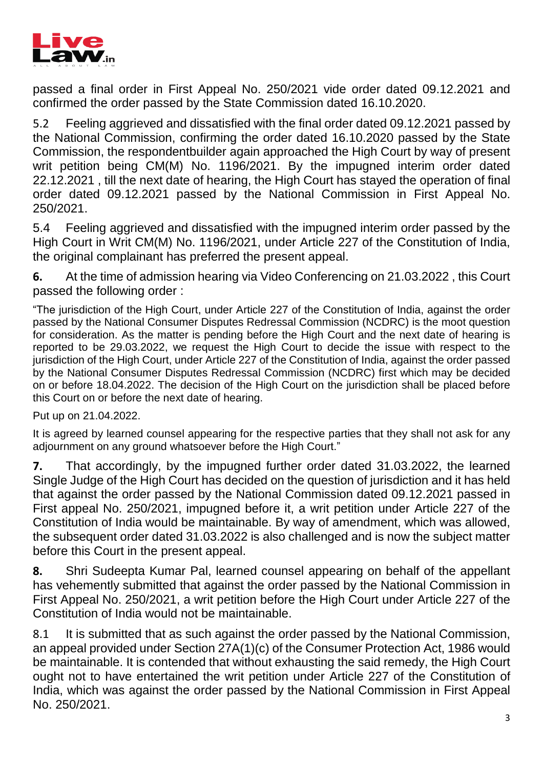passed a final order in First Appeal No. 250/2021 vide order dated 09.12.2021 and confirmed the order passed by the State Commission dated 16.10.2020.

5.2 Feeling aggrieved and dissatisfied with the final order dated 09.12.2021 passed by the National Commission, confirming the order dated 16.10.2020 passed by the State Commission, the respondentbuilder again approached the High Court by way of present writ petition being CM(M) No. 1196/2021. By the impugned interim order dated 22.12.2021 , till the next date of hearing, the High Court has stayed the operation of final order dated 09.12.2021 passed by the National Commission in First Appeal No. 250/2021.

5.4 Feeling aggrieved and dissatisfied with the impugned interim order passed by the High Court in Writ CM(M) No. 1196/2021, under Article 227 of the Constitution of India, the original complainant has preferred the present appeal.

**6.** At the time of admission hearing via Video Conferencing on 21.03.2022 , this Court passed the following order :

> "The jurisdiction of the High Court, under Article 227 of the Constitution of India, against the order passed by the National Consumer Disputes Redressal Commission (NCDRC) is the moot question for consideration. As the matter is pending before the High Court and the next date of hearing is reported to be 29.03.2022, we request the High Court to decide the issue with respect to the jurisdiction of the High Court, under Article 227 of the Constitution of India, against the order passed by the National Consumer Disputes Redressal Commission (NCDRC) first which may be decided on or before 18.04.2022. The decision of the High Court on the jurisdiction shall be placed before this Court on or before the next date of hearing.
>
> Put up on 21.04.2022.
>
> It is agreed by learned counsel appearing for the respective parties that they shall not ask for any adjournment on any ground whatsoever before the High Court."

**7.** That accordingly, by the impugned further order dated 31.03.2022, the learned Single Judge of the High Court has decided on the question of jurisdiction and it has held that against the order passed by the National Commission dated 09.12.2021 passed in First appeal No. 250/2021, impugned before it, a writ petition under Article 227 of the Constitution of India would be maintainable. By way of amendment, which was allowed, the subsequent order dated 31.03.2022 is also challenged and is now the subject matter before this Court in the present appeal.

**8.** Shri Sudeepta Kumar Pal, learned counsel appearing on behalf of the appellant has vehemently submitted that against the order passed by the National Commission in First Appeal No. 250/2021, a writ petition before the High Court under Article 227 of the Constitution of India would not be maintainable.

8.1 It is submitted that as such against the order passed by the National Commission, an appeal provided under Section 27A(1)(c) of the Consumer Protection Act, 1986 would be maintainable. It is contended that without exhausting the said remedy, the High Court ought not to have entertained the writ petition under Article 227 of the Constitution of India, which was against the order passed by the National Commission in First Appeal No. 250/2021.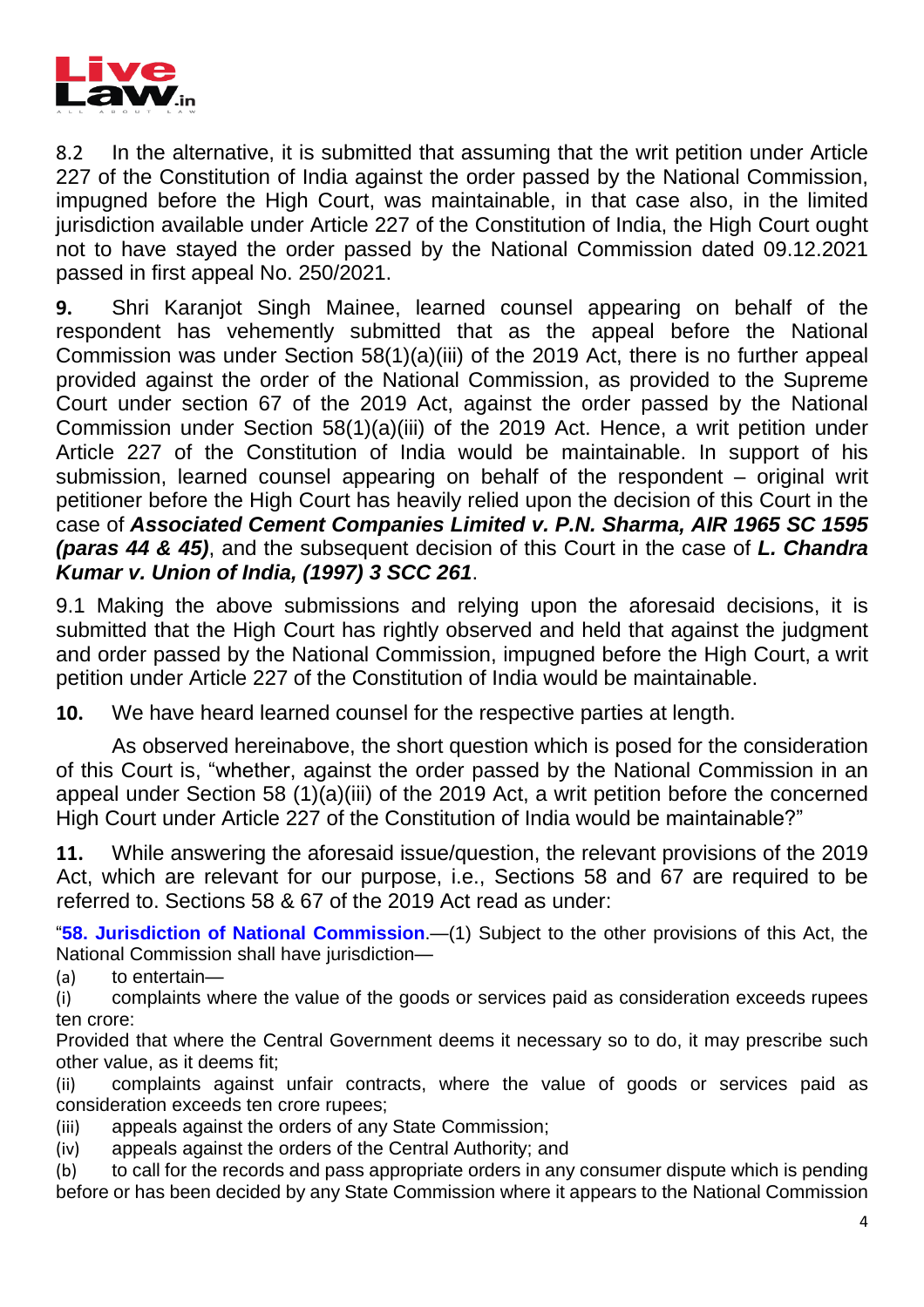8.2 In the alternative, it is submitted that assuming that the writ petition under Article 227 of the Constitution of India against the order passed by the National Commission, impugned before the High Court, was maintainable, in that case also, in the limited jurisdiction available under Article 227 of the Constitution of India, the High Court ought not to have stayed the order passed by the National Commission dated 09.12.2021 passed in first appeal No. 250/2021.

**9.** Shri Karanjot Singh Mainee, learned counsel appearing on behalf of the respondent has vehemently submitted that as the appeal before the National Commission was under Section 58(1)(a)(iii) of the 2019 Act, there is no further appeal provided against the order of the National Commission, as provided to the Supreme Court under section 67 of the 2019 Act, against the order passed by the National Commission under Section 58(1)(a)(iii) of the 2019 Act. Hence, a writ petition under Article 227 of the Constitution of India would be maintainable. In support of his submission, learned counsel appearing on behalf of the respondent – original writ petitioner before the High Court has heavily relied upon the decision of this Court in the case of ***Associated Cement Companies Limited v. P.N. Sharma, AIR 1965 SC 1595 (paras 44 & 45)***, and the subsequent decision of this Court in the case of ***L. Chandra Kumar v. Union of India, (1997) 3 SCC 261***.

9.1 Making the above submissions and relying upon the aforesaid decisions, it is submitted that the High Court has rightly observed and held that against the judgment and order passed by the National Commission, impugned before the High Court, a writ petition under Article 227 of the Constitution of India would be maintainable.

**10.** We have heard learned counsel for the respective parties at length.

As observed hereinabove, the short question which is posed for the consideration of this Court is, "whether, against the order passed by the National Commission in an appeal under Section 58 (1)(a)(iii) of the 2019 Act, a writ petition before the concerned High Court under Article 227 of the Constitution of India would be maintainable?"

**11.** While answering the aforesaid issue/question, the relevant provisions of the 2019 Act, which are relevant for our purpose, i.e., Sections 58 and 67 are required to be referred to. Sections 58 & 67 of the 2019 Act read as under:

"**58. Jurisdiction of National Commission**.—(1) Subject to the other provisions of this Act, the National Commission shall have jurisdiction—

(a) to entertain—

(i) complaints where the value of the goods or services paid as consideration exceeds rupees ten crore:

Provided that where the Central Government deems it necessary so to do, it may prescribe such other value, as it deems fit;

(ii) complaints against unfair contracts, where the value of goods or services paid as consideration exceeds ten crore rupees;

(iii) appeals against the orders of any State Commission;

(iv) appeals against the orders of the Central Authority; and

(b) to call for the records and pass appropriate orders in any consumer dispute which is pending before or has been decided by any State Commission where it appears to the National Commission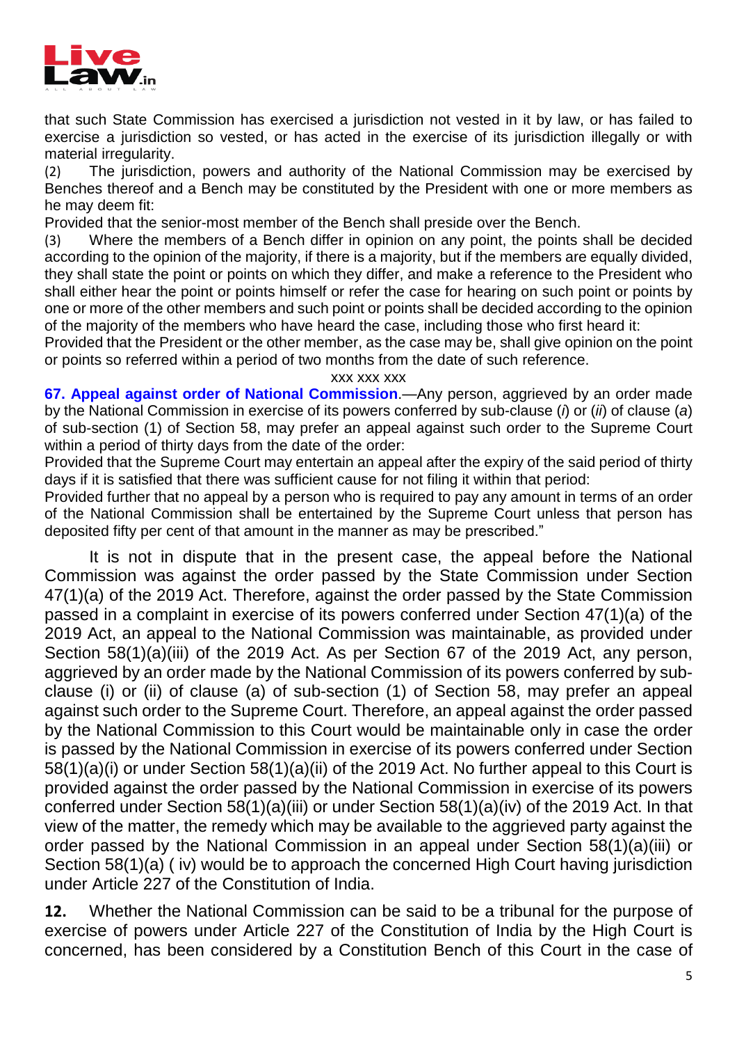that such State Commission has exercised a jurisdiction not vested in it by law, or has failed to exercise a jurisdiction so vested, or has acted in the exercise of its jurisdiction illegally or with material irregularity.

(2) The jurisdiction, powers and authority of the National Commission may be exercised by Benches thereof and a Bench may be constituted by the President with one or more members as he may deem fit:

Provided that the senior-most member of the Bench shall preside over the Bench.

(3) Where the members of a Bench differ in opinion on any point, the points shall be decided according to the opinion of the majority, if there is a majority, but if the members are equally divided, they shall state the point or points on which they differ, and make a reference to the President who shall either hear the point or points himself or refer the case for hearing on such point or points by one or more of the other members and such point or points shall be decided according to the opinion of the majority of the members who have heard the case, including those who first heard it:

Provided that the President or the other member, as the case may be, shall give opinion on the point or points so referred within a period of two months from the date of such reference.

xxx xxx xxx

**67. Appeal against order of National Commission**.—Any person, aggrieved by an order made by the National Commission in exercise of its powers conferred by sub-clause (*i*) or (*ii*) of clause (*a*) of sub-section (1) of Section 58, may prefer an appeal against such order to the Supreme Court within a period of thirty days from the date of the order:

Provided that the Supreme Court may entertain an appeal after the expiry of the said period of thirty days if it is satisfied that there was sufficient cause for not filing it within that period:

Provided further that no appeal by a person who is required to pay any amount in terms of an order of the National Commission shall be entertained by the Supreme Court unless that person has deposited fifty per cent of that amount in the manner as may be prescribed."

It is not in dispute that in the present case, the appeal before the National Commission was against the order passed by the State Commission under Section 47(1)(a) of the 2019 Act. Therefore, against the order passed by the State Commission passed in a complaint in exercise of its powers conferred under Section 47(1)(a) of the 2019 Act, an appeal to the National Commission was maintainable, as provided under Section 58(1)(a)(iii) of the 2019 Act. As per Section 67 of the 2019 Act, any person, aggrieved by an order made by the National Commission of its powers conferred by sub-clause (i) or (ii) of clause (a) of sub-section (1) of Section 58, may prefer an appeal against such order to the Supreme Court. Therefore, an appeal against the order passed by the National Commission to this Court would be maintainable only in case the order is passed by the National Commission in exercise of its powers conferred under Section 58(1)(a)(i) or under Section 58(1)(a)(ii) of the 2019 Act. No further appeal to this Court is provided against the order passed by the National Commission in exercise of its powers conferred under Section 58(1)(a)(iii) or under Section 58(1)(a)(iv) of the 2019 Act. In that view of the matter, the remedy which may be available to the aggrieved party against the order passed by the National Commission in an appeal under Section 58(1)(a)(iii) or Section 58(1)(a) ( iv) would be to approach the concerned High Court having jurisdiction under Article 227 of the Constitution of India.

**12.** Whether the National Commission can be said to be a tribunal for the purpose of exercise of powers under Article 227 of the Constitution of India by the High Court is concerned, has been considered by a Constitution Bench of this Court in the case of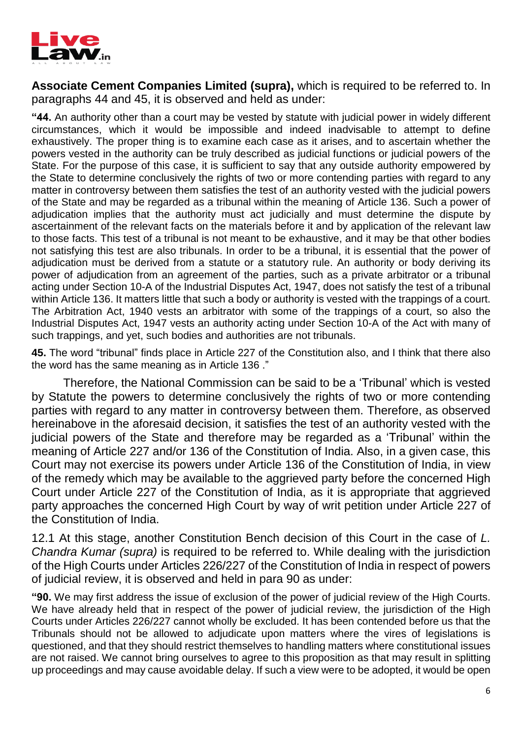**Associate Cement Companies Limited (supra),** which is required to be referred to. In paragraphs 44 and 45, it is observed and held as under:

**"44.** An authority other than a court may be vested by statute with judicial power in widely different circumstances, which it would be impossible and indeed inadvisable to attempt to define exhaustively. The proper thing is to examine each case as it arises, and to ascertain whether the powers vested in the authority can be truly described as judicial functions or judicial powers of the State. For the purpose of this case, it is sufficient to say that any outside authority empowered by the State to determine conclusively the rights of two or more contending parties with regard to any matter in controversy between them satisfies the test of an authority vested with the judicial powers of the State and may be regarded as a tribunal within the meaning of Article 136. Such a power of adjudication implies that the authority must act judicially and must determine the dispute by ascertainment of the relevant facts on the materials before it and by application of the relevant law to those facts. This test of a tribunal is not meant to be exhaustive, and it may be that other bodies not satisfying this test are also tribunals. In order to be a tribunal, it is essential that the power of adjudication must be derived from a statute or a statutory rule. An authority or body deriving its power of adjudication from an agreement of the parties, such as a private arbitrator or a tribunal acting under Section 10-A of the Industrial Disputes Act, 1947, does not satisfy the test of a tribunal within Article 136. It matters little that such a body or authority is vested with the trappings of a court. The Arbitration Act, 1940 vests an arbitrator with some of the trappings of a court, so also the Industrial Disputes Act, 1947 vests an authority acting under Section 10-A of the Act with many of such trappings, and yet, such bodies and authorities are not tribunals.

**45.** The word "tribunal" finds place in Article 227 of the Constitution also, and I think that there also the word has the same meaning as in Article 136 ."

Therefore, the National Commission can be said to be a 'Tribunal' which is vested by Statute the powers to determine conclusively the rights of two or more contending parties with regard to any matter in controversy between them. Therefore, as observed hereinabove in the aforesaid decision, it satisfies the test of an authority vested with the judicial powers of the State and therefore may be regarded as a 'Tribunal' within the meaning of Article 227 and/or 136 of the Constitution of India. Also, in a given case, this Court may not exercise its powers under Article 136 of the Constitution of India, in view of the remedy which may be available to the aggrieved party before the concerned High Court under Article 227 of the Constitution of India, as it is appropriate that aggrieved party approaches the concerned High Court by way of writ petition under Article 227 of the Constitution of India.

12.1 At this stage, another Constitution Bench decision of this Court in the case of *L. Chandra Kumar (supra)* is required to be referred to. While dealing with the jurisdiction of the High Courts under Articles 226/227 of the Constitution of India in respect of powers of judicial review, it is observed and held in para 90 as under:

**"90.** We may first address the issue of exclusion of the power of judicial review of the High Courts. We have already held that in respect of the power of judicial review, the jurisdiction of the High Courts under Articles 226/227 cannot wholly be excluded. It has been contended before us that the Tribunals should not be allowed to adjudicate upon matters where the vires of legislations is questioned, and that they should restrict themselves to handling matters where constitutional issues are not raised. We cannot bring ourselves to agree to this proposition as that may result in splitting up proceedings and may cause avoidable delay. If such a view were to be adopted, it would be open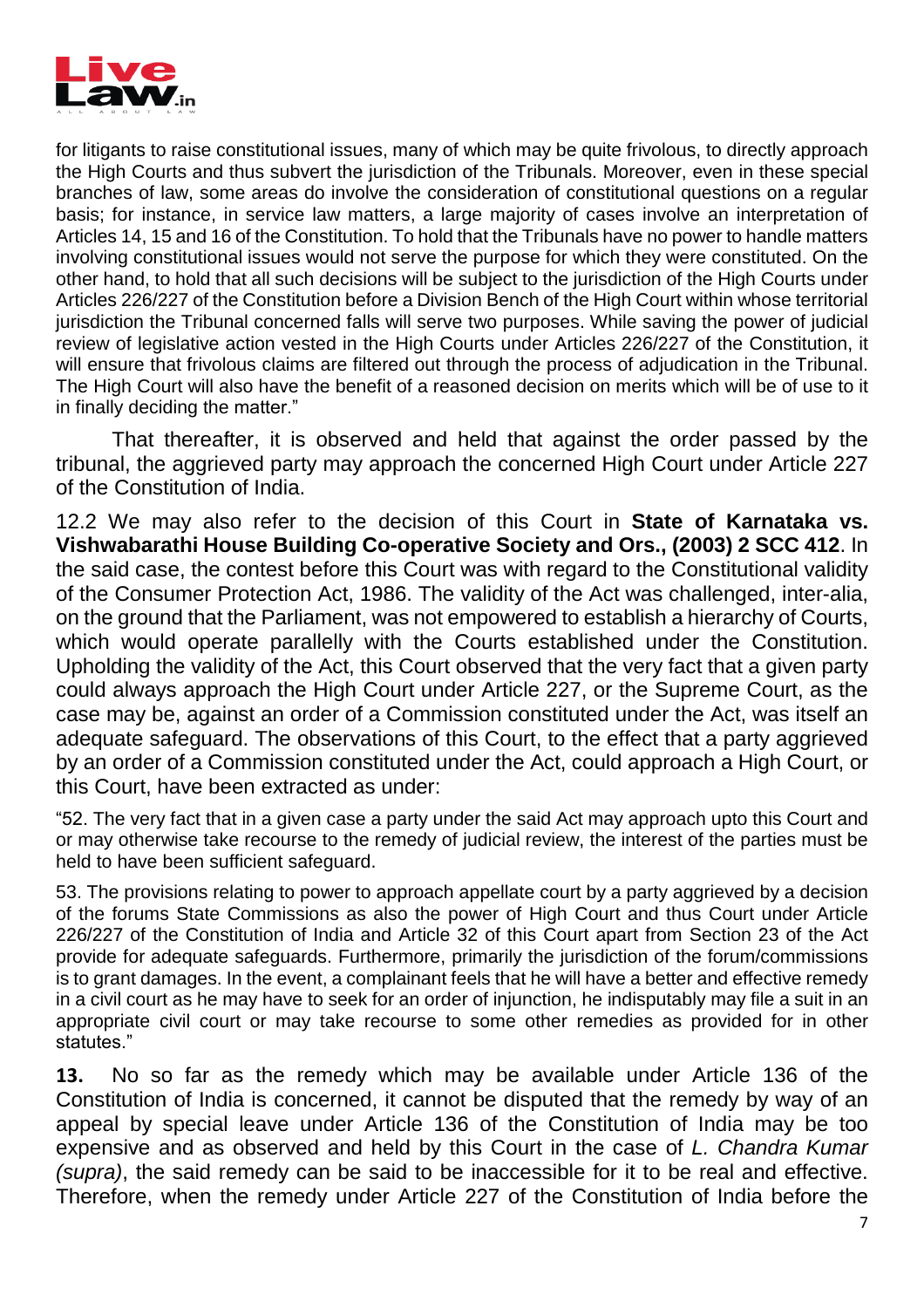for litigants to raise constitutional issues, many of which may be quite frivolous, to directly approach the High Courts and thus subvert the jurisdiction of the Tribunals. Moreover, even in these special branches of law, some areas do involve the consideration of constitutional questions on a regular basis; for instance, in service law matters, a large majority of cases involve an interpretation of Articles 14, 15 and 16 of the Constitution. To hold that the Tribunals have no power to handle matters involving constitutional issues would not serve the purpose for which they were constituted. On the other hand, to hold that all such decisions will be subject to the jurisdiction of the High Courts under Articles 226/227 of the Constitution before a Division Bench of the High Court within whose territorial jurisdiction the Tribunal concerned falls will serve two purposes. While saving the power of judicial review of legislative action vested in the High Courts under Articles 226/227 of the Constitution, it will ensure that frivolous claims are filtered out through the process of adjudication in the Tribunal. The High Court will also have the benefit of a reasoned decision on merits which will be of use to it in finally deciding the matter."

That thereafter, it is observed and held that against the order passed by the tribunal, the aggrieved party may approach the concerned High Court under Article 227 of the Constitution of India.

12.2 We may also refer to the decision of this Court in **State of Karnataka vs. Vishwabarathi House Building Co-operative Society and Ors., (2003) 2 SCC 412**. In the said case, the contest before this Court was with regard to the Constitutional validity of the Consumer Protection Act, 1986. The validity of the Act was challenged, inter-alia, on the ground that the Parliament, was not empowered to establish a hierarchy of Courts, which would operate parallelly with the Courts established under the Constitution. Upholding the validity of the Act, this Court observed that the very fact that a given party could always approach the High Court under Article 227, or the Supreme Court, as the case may be, against an order of a Commission constituted under the Act, was itself an adequate safeguard. The observations of this Court, to the effect that a party aggrieved by an order of a Commission constituted under the Act, could approach a High Court, or this Court, have been extracted as under:

"52. The very fact that in a given case a party under the said Act may approach upto this Court and or may otherwise take recourse to the remedy of judicial review, the interest of the parties must be held to have been sufficient safeguard.

53. The provisions relating to power to approach appellate court by a party aggrieved by a decision of the forums State Commissions as also the power of High Court and thus Court under Article 226/227 of the Constitution of India and Article 32 of this Court apart from Section 23 of the Act provide for adequate safeguards. Furthermore, primarily the jurisdiction of the forum/commissions is to grant damages. In the event, a complainant feels that he will have a better and effective remedy in a civil court as he may have to seek for an order of injunction, he indisputably may file a suit in an appropriate civil court or may take recourse to some other remedies as provided for in other statutes."

**13.** No so far as the remedy which may be available under Article 136 of the Constitution of India is concerned, it cannot be disputed that the remedy by way of an appeal by special leave under Article 136 of the Constitution of India may be too expensive and as observed and held by this Court in the case of *L. Chandra Kumar (supra)*, the said remedy can be said to be inaccessible for it to be real and effective. Therefore, when the remedy under Article 227 of the Constitution of India before the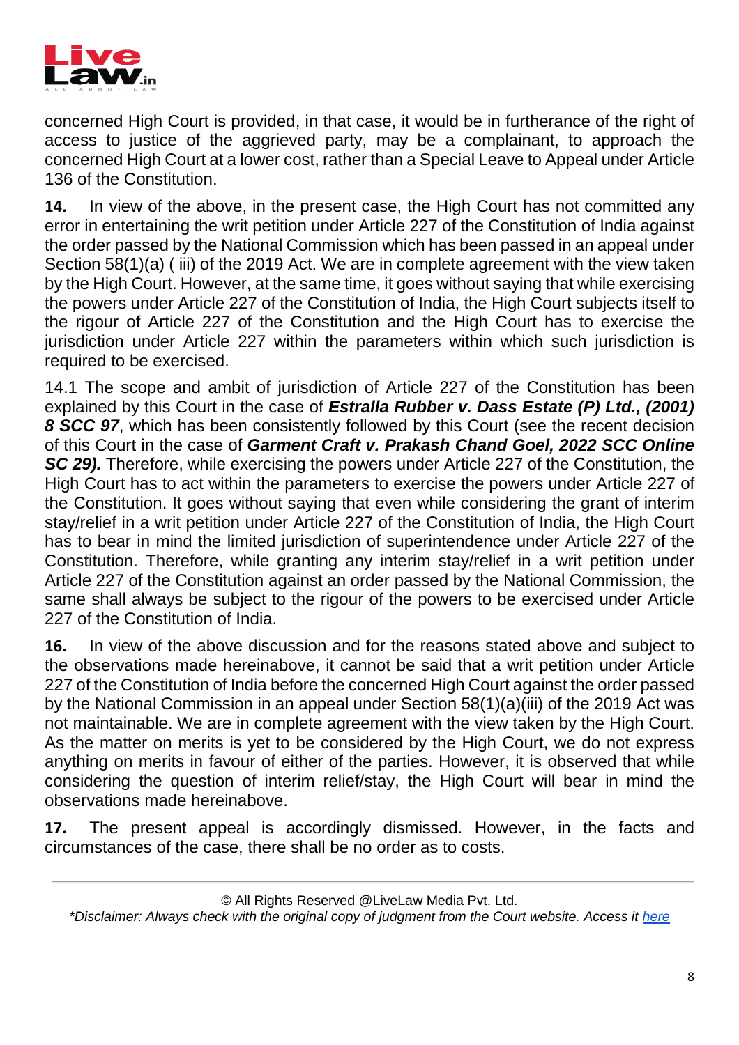concerned High Court is provided, in that case, it would be in furtherance of the right of access to justice of the aggrieved party, may be a complainant, to approach the concerned High Court at a lower cost, rather than a Special Leave to Appeal under Article 136 of the Constitution.

**14.** In view of the above, in the present case, the High Court has not committed any error in entertaining the writ petition under Article 227 of the Constitution of India against the order passed by the National Commission which has been passed in an appeal under Section 58(1)(a) ( iii) of the 2019 Act. We are in complete agreement with the view taken by the High Court. However, at the same time, it goes without saying that while exercising the powers under Article 227 of the Constitution of India, the High Court subjects itself to the rigour of Article 227 of the Constitution and the High Court has to exercise the jurisdiction under Article 227 within the parameters within which such jurisdiction is required to be exercised.

14.1 The scope and ambit of jurisdiction of Article 227 of the Constitution has been explained by this Court in the case of ***Estralla Rubber v. Dass Estate (P) Ltd., (2001) 8 SCC 97***, which has been consistently followed by this Court (see the recent decision of this Court in the case of ***Garment Craft v. Prakash Chand Goel, 2022 SCC Online SC 29).*** Therefore, while exercising the powers under Article 227 of the Constitution, the High Court has to act within the parameters to exercise the powers under Article 227 of the Constitution. It goes without saying that even while considering the grant of interim stay/relief in a writ petition under Article 227 of the Constitution of India, the High Court has to bear in mind the limited jurisdiction of superintendence under Article 227 of the Constitution. Therefore, while granting any interim stay/relief in a writ petition under Article 227 of the Constitution against an order passed by the National Commission, the same shall always be subject to the rigour of the powers to be exercised under Article 227 of the Constitution of India.

**16.** In view of the above discussion and for the reasons stated above and subject to the observations made hereinabove, it cannot be said that a writ petition under Article 227 of the Constitution of India before the concerned High Court against the order passed by the National Commission in an appeal under Section 58(1)(a)(iii) of the 2019 Act was not maintainable. We are in complete agreement with the view taken by the High Court. As the matter on merits is yet to be considered by the High Court, we do not express anything on merits in favour of either of the parties. However, it is observed that while considering the question of interim relief/stay, the High Court will bear in mind the observations made hereinabove.

**17.** The present appeal is accordingly dismissed. However, in the facts and circumstances of the case, there shall be no order as to costs.